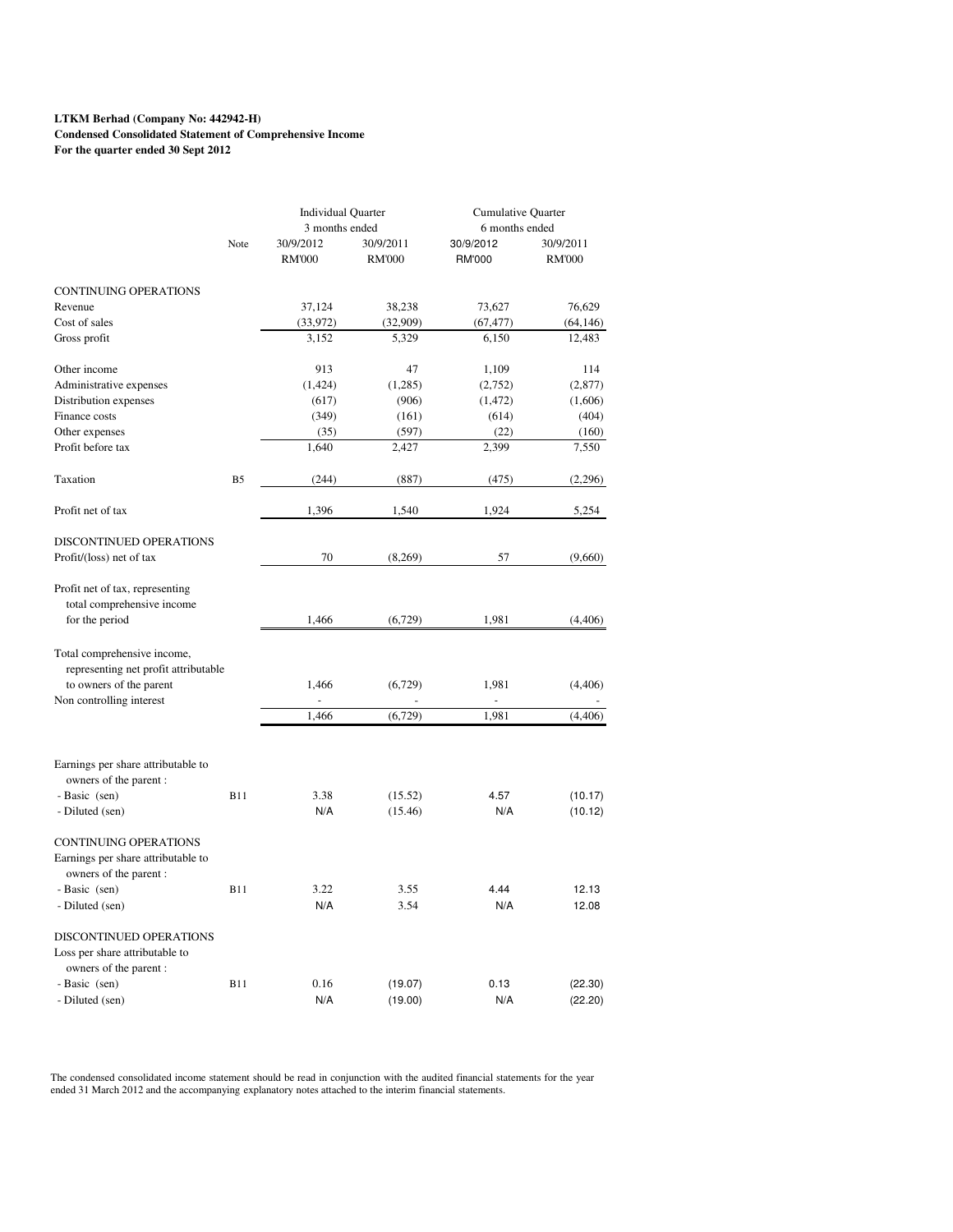**LTKM Berhad (Company No: 442942-H)**
**Condensed Consolidated Statement of Comprehensive Income**
**For the quarter ended 30 Sept 2012**

| | Note | Individual Quarter 3 months ended | | Cumulative Quarter 6 months ended | |
|---|---|---|---|---|---|
| | | 30/9/2012 RM'000 | 30/9/2011 RM'000 | 30/9/2012 RM'000 | 30/9/2011 RM'000 |
| CONTINUING OPERATIONS | | | | | |
| Revenue | | 37,124 | 38,238 | 73,627 | 76,629 |
| Cost of sales | | (33,972) | (32,909) | (67,477) | (64,146) |
| Gross profit | | 3,152 | 5,329 | 6,150 | 12,483 |
| Other income | | 913 | 47 | 1,109 | 114 |
| Administrative expenses | | (1,424) | (1,285) | (2,752) | (2,877) |
| Distribution expenses | | (617) | (906) | (1,472) | (1,606) |
| Finance costs | | (349) | (161) | (614) | (404) |
| Other expenses | | (35) | (597) | (22) | (160) |
| Profit before tax | | 1,640 | 2,427 | 2,399 | 7,550 |
| Taxation | B5 | (244) | (887) | (475) | (2,296) |
| Profit net of tax | | 1,396 | 1,540 | 1,924 | 5,254 |
| DISCONTINUED OPERATIONS | | | | | |
| Profit/(loss) net of tax | | 70 | (8,269) | 57 | (9,660) |
| Profit net of tax, representing total comprehensive income for the period | | 1,466 | (6,729) | 1,981 | (4,406) |
| Total comprehensive income, representing net profit attributable to owners of the parent | | 1,466 | (6,729) | 1,981 | (4,406) |
| Non controlling interest | | - | - | - | - |
| | | 1,466 | (6,729) | 1,981 | (4,406) |
| Earnings per share attributable to owners of the parent : | | | | | |
| - Basic (sen) | B11 | 3.38 | (15.52) | 4.57 | (10.17) |
| - Diluted (sen) | | N/A | (15.46) | N/A | (10.12) |
| CONTINUING OPERATIONS | | | | | |
| Earnings per share attributable to owners of the parent : | | | | | |
| - Basic (sen) | B11 | 3.22 | 3.55 | 4.44 | 12.13 |
| - Diluted (sen) | | N/A | 3.54 | N/A | 12.08 |
| DISCONTINUED OPERATIONS | | | | | |
| Loss per share attributable to owners of the parent : | | | | | |
| - Basic (sen) | B11 | 0.16 | (19.07) | 0.13 | (22.30) |
| - Diluted (sen) | | N/A | (19.00) | N/A | (22.20) |

The condensed consolidated income statement should be read in conjunction with the audited financial statements for the year ended 31 March 2012 and the accompanying explanatory notes attached to the interim financial statements.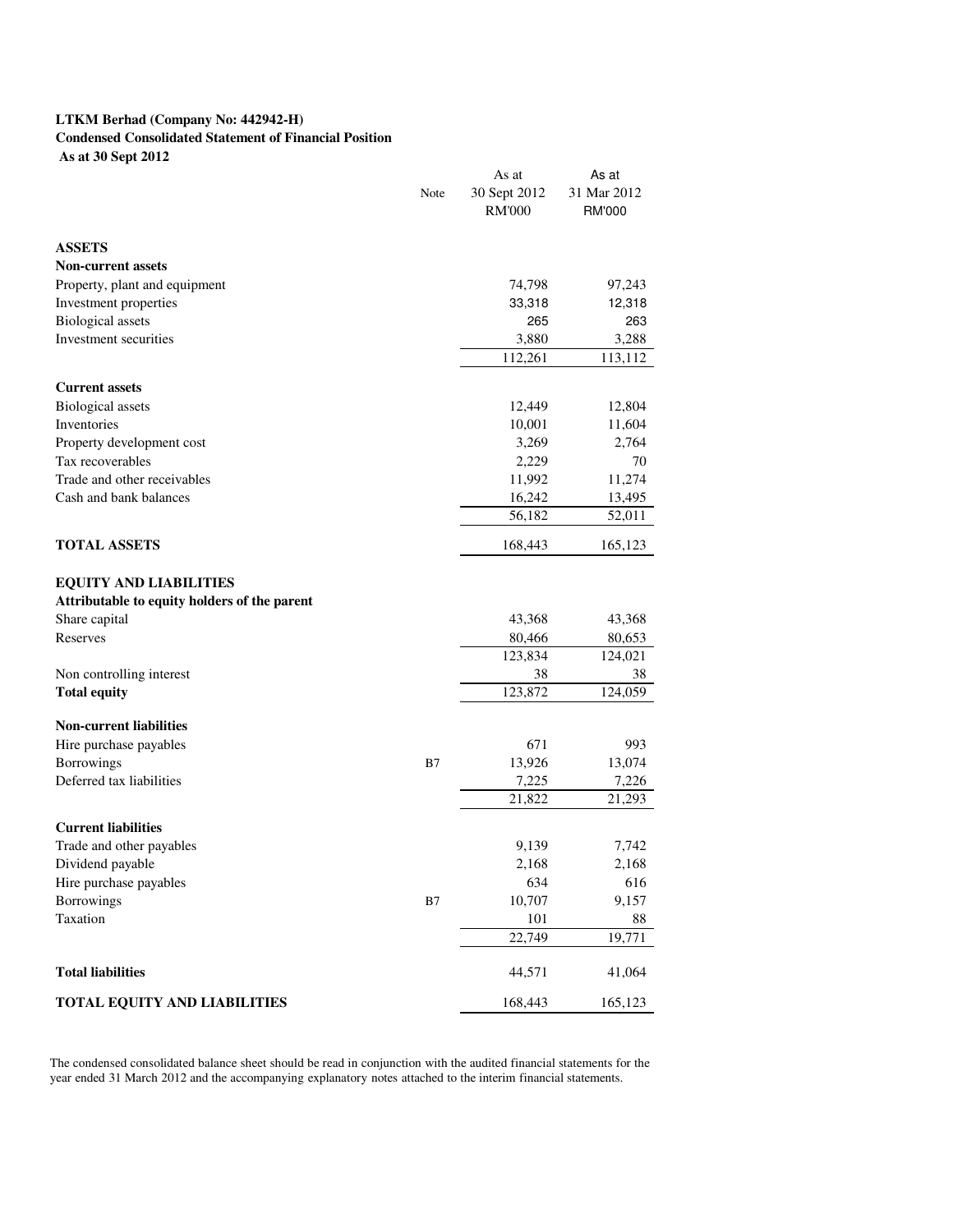**LTKM Berhad (Company No: 442942-H)**
**Condensed Consolidated Statement of Financial Position**
**As at 30 Sept 2012**

| | Note | As at 30 Sept 2012 RM'000 | As at 31 Mar 2012 RM'000 |
|---|---|---|---|
| **ASSETS** | | | |
| **Non-current assets** | | | |
| Property, plant and equipment | | 74,798 | 97,243 |
| Investment properties | | 33,318 | 12,318 |
| Biological assets | | 265 | 263 |
| Investment securities | | 3,880 | 3,288 |
| | | 112,261 | 113,112 |
| **Current assets** | | | |
| Biological assets | | 12,449 | 12,804 |
| Inventories | | 10,001 | 11,604 |
| Property development cost | | 3,269 | 2,764 |
| Tax recoverables | | 2,229 | 70 |
| Trade and other receivables | | 11,992 | 11,274 |
| Cash and bank balances | | 16,242 | 13,495 |
| | | 56,182 | 52,011 |
| **TOTAL ASSETS** | | 168,443 | 165,123 |
| **EQUITY AND LIABILITIES** | | | |
| **Attributable to equity holders of the parent** | | | |
| Share capital | | 43,368 | 43,368 |
| Reserves | | 80,466 | 80,653 |
| | | 123,834 | 124,021 |
| Non controlling interest | | 38 | 38 |
| **Total equity** | | 123,872 | 124,059 |
| **Non-current liabilities** | | | |
| Hire purchase payables | | 671 | 993 |
| Borrowings | B7 | 13,926 | 13,074 |
| Deferred tax liabilities | | 7,225 | 7,226 |
| | | 21,822 | 21,293 |
| **Current liabilities** | | | |
| Trade and other payables | | 9,139 | 7,742 |
| Dividend payable | | 2,168 | 2,168 |
| Hire purchase payables | | 634 | 616 |
| Borrowings | B7 | 10,707 | 9,157 |
| Taxation | | 101 | 88 |
| | | 22,749 | 19,771 |
| **Total liabilities** | | 44,571 | 41,064 |
| **TOTAL EQUITY AND LIABILITIES** | | 168,443 | 165,123 |

The condensed consolidated balance sheet should be read in conjunction with the audited financial statements for the year ended 31 March 2012 and the accompanying explanatory notes attached to the interim financial statements.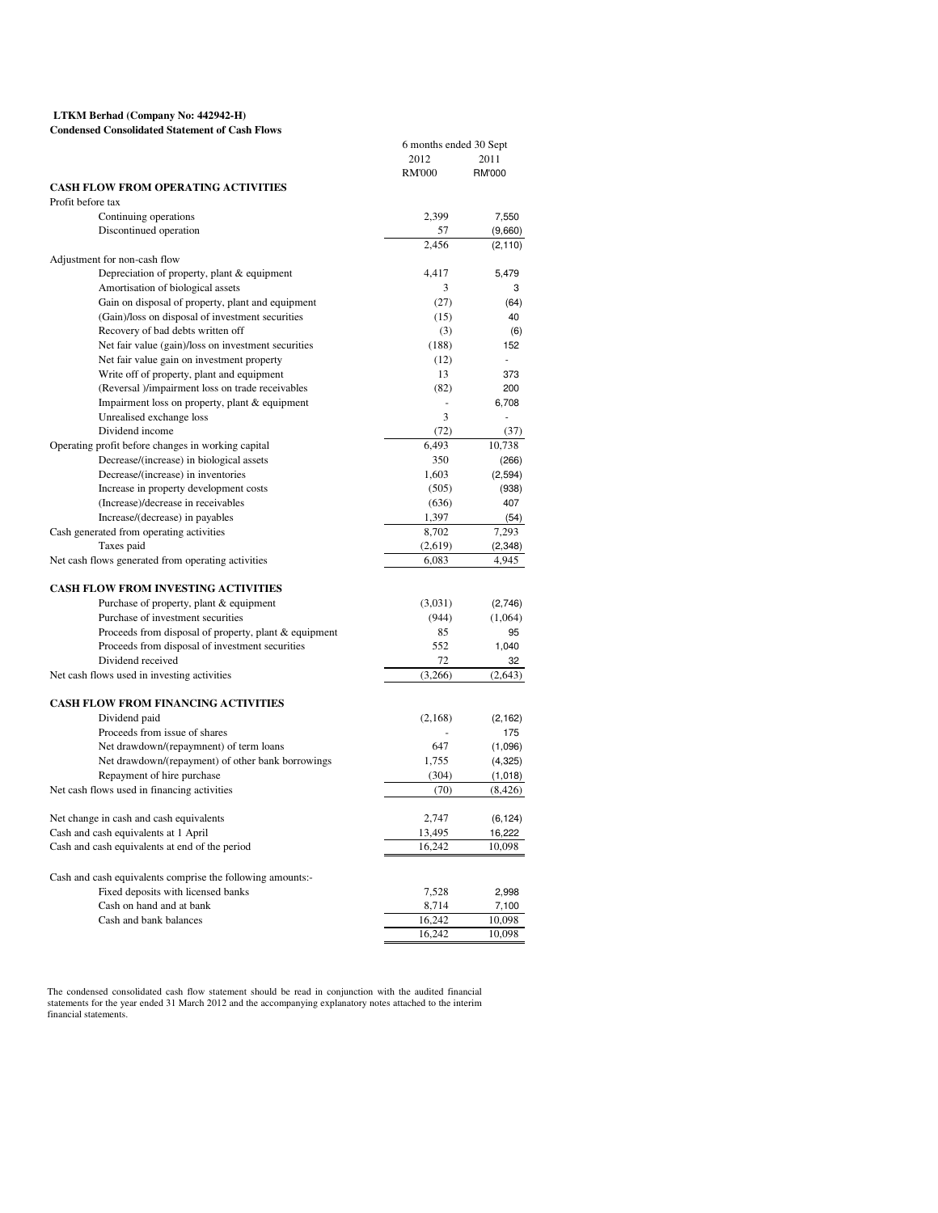**LTKM Berhad (Company No: 442942-H)**
**Condensed Consolidated Statement of Cash Flows**

| | 6 months ended 30 Sept | |
|---|---|---|
| | 2012 | 2011 |
| | RM'000 | RM'000 |
| **CASH FLOW FROM OPERATING ACTIVITIES** | | |
| Profit before tax | | |
| Continuing operations | 2,399 | 7,550 |
| Discontinued operation | 57 | (9,660) |
| | 2,456 | (2,110) |
| Adjustment for non-cash flow | | |
| Depreciation of property, plant & equipment | 4,417 | 5,479 |
| Amortisation of biological assets | 3 | 3 |
| Gain on disposal of property, plant and equipment | (27) | (64) |
| (Gain)/loss on disposal of investment securities | (15) | 40 |
| Recovery of bad debts written off | (3) | (6) |
| Net fair value (gain)/loss on investment securities | (188) | 152 |
| Net fair value gain on investment property | (12) | - |
| Write off of property, plant and equipment | 13 | 373 |
| (Reversal )/impairment loss on trade receivables | (82) | 200 |
| Impairment loss on property, plant & equipment | - | 6,708 |
| Unrealised exchange loss | 3 | - |
| Dividend income | (72) | (37) |
| Operating profit before changes in working capital | 6,493 | 10,738 |
| Decrease/(increase) in biological assets | 350 | (266) |
| Decrease/(increase) in inventories | 1,603 | (2,594) |
| Increase in property development costs | (505) | (938) |
| (Increase)/decrease in receivables | (636) | 407 |
| Increase/(decrease) in payables | 1,397 | (54) |
| Cash generated from operating activities | 8,702 | 7,293 |
| Taxes paid | (2,619) | (2,348) |
| Net cash flows generated from operating activities | 6,083 | 4,945 |
| | | |
| **CASH FLOW FROM INVESTING ACTIVITIES** | | |
| Purchase of property, plant & equipment | (3,031) | (2,746) |
| Purchase of investment securities | (944) | (1,064) |
| Proceeds from disposal of property, plant & equipment | 85 | 95 |
| Proceeds from disposal of investment securities | 552 | 1,040 |
| Dividend received | 72 | 32 |
| Net cash flows used in investing activities | (3,266) | (2,643) |
| | | |
| **CASH FLOW FROM FINANCING ACTIVITIES** | | |
| Dividend paid | (2,168) | (2,162) |
| Proceeds from issue of shares | - | 175 |
| Net drawdown/(repaymnent) of term loans | 647 | (1,096) |
| Net drawdown/(repayment) of other bank borrowings | 1,755 | (4,325) |
| Repayment of hire purchase | (304) | (1,018) |
| Net cash flows used in financing activities | (70) | (8,426) |
| | | |
| Net change in cash and cash equivalents | 2,747 | (6,124) |
| Cash and cash equivalents at 1 April | 13,495 | 16,222 |
| Cash and cash equivalents at end of the period | 16,242 | 10,098 |
| | | |
| Cash and cash equivalents comprise the following amounts:- | | |
| Fixed deposits with licensed banks | 7,528 | 2,998 |
| Cash on hand and at bank | 8,714 | 7,100 |
| Cash and bank balances | 16,242 | 10,098 |
| | 16,242 | 10,098 |

The condensed consolidated cash flow statement should be read in conjunction with the audited financial statements for the year ended 31 March 2012 and the accompanying explanatory notes attached to the interim financial statements.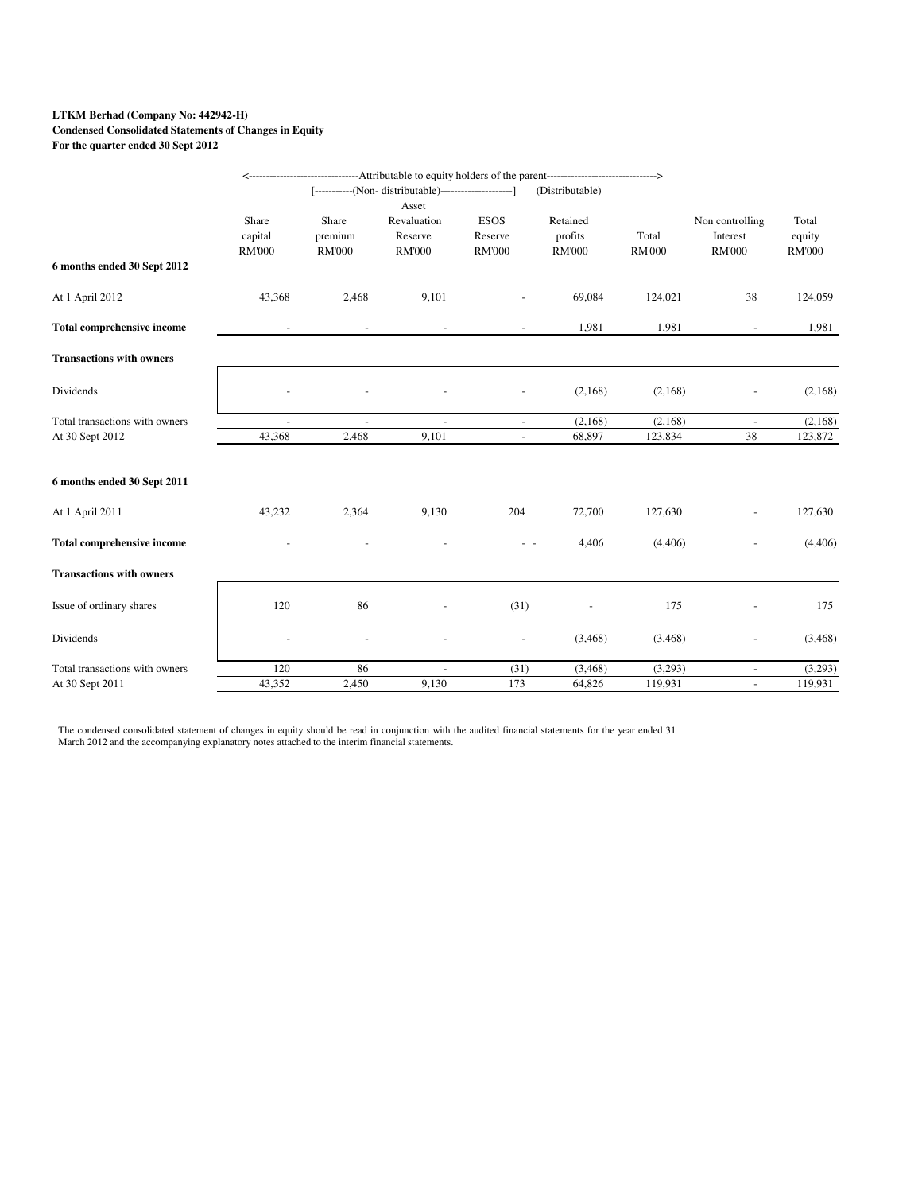**LTKM Berhad (Company No: 442942-H)**
**Condensed Consolidated Statements of Changes in Equity**
**For the quarter ended 30 Sept 2012**

| | <----------Attributable to equity holders of the parent---------- | | | | | | | |
|---|---|---|---|---|---|---|---|---|
| | | [-----(Non- distributable)-----] | | | (Distributable) | | | |
| | Share capital RM'000 | Share premium RM'000 | Asset Revaluation Reserve RM'000 | ESOS Reserve RM'000 | Retained profits RM'000 | Total RM'000 | Non controlling Interest RM'000 | Total equity RM'000 |
| **6 months ended 30 Sept 2012** | | | | | | | | |
| At 1 April 2012 | 43,368 | 2,468 | 9,101 | - | 69,084 | 124,021 | 38 | 124,059 |
| **Total comprehensive income** | - | - | - | - | 1,981 | 1,981 | - | 1,981 |
| **Transactions with owners** | | | | | | | | |
| Dividends | - | - | - | - | (2,168) | (2,168) | - | (2,168) |
| Total transactions with owners | - | - | - | - | (2,168) | (2,168) | - | (2,168) |
| At 30 Sept 2012 | 43,368 | 2,468 | 9,101 | - | 68,897 | 123,834 | 38 | 123,872 |
| | | | | | | | | |
| **6 months ended 30 Sept 2011** | | | | | | | | |
| At 1 April 2011 | 43,232 | 2,364 | 9,130 | 204 | 72,700 | 127,630 | - | 127,630 |
| **Total comprehensive income** | - | - | - | - - | 4,406 | (4,406) | - | (4,406) |
| **Transactions with owners** | | | | | | | | |
| Issue of ordinary shares | 120 | 86 | - | (31) | - | 175 | - | 175 |
| Dividends | - | - | - | - | (3,468) | (3,468) | - | (3,468) |
| Total transactions with owners | 120 | 86 | - | (31) | (3,468) | (3,293) | - | (3,293) |
| At 30 Sept 2011 | 43,352 | 2,450 | 9,130 | 173 | 64,826 | 119,931 | - | 119,931 |

The condensed consolidated statement of changes in equity should be read in conjunction with the audited financial statements for the year ended 31 March 2012 and the accompanying explanatory notes attached to the interim financial statements.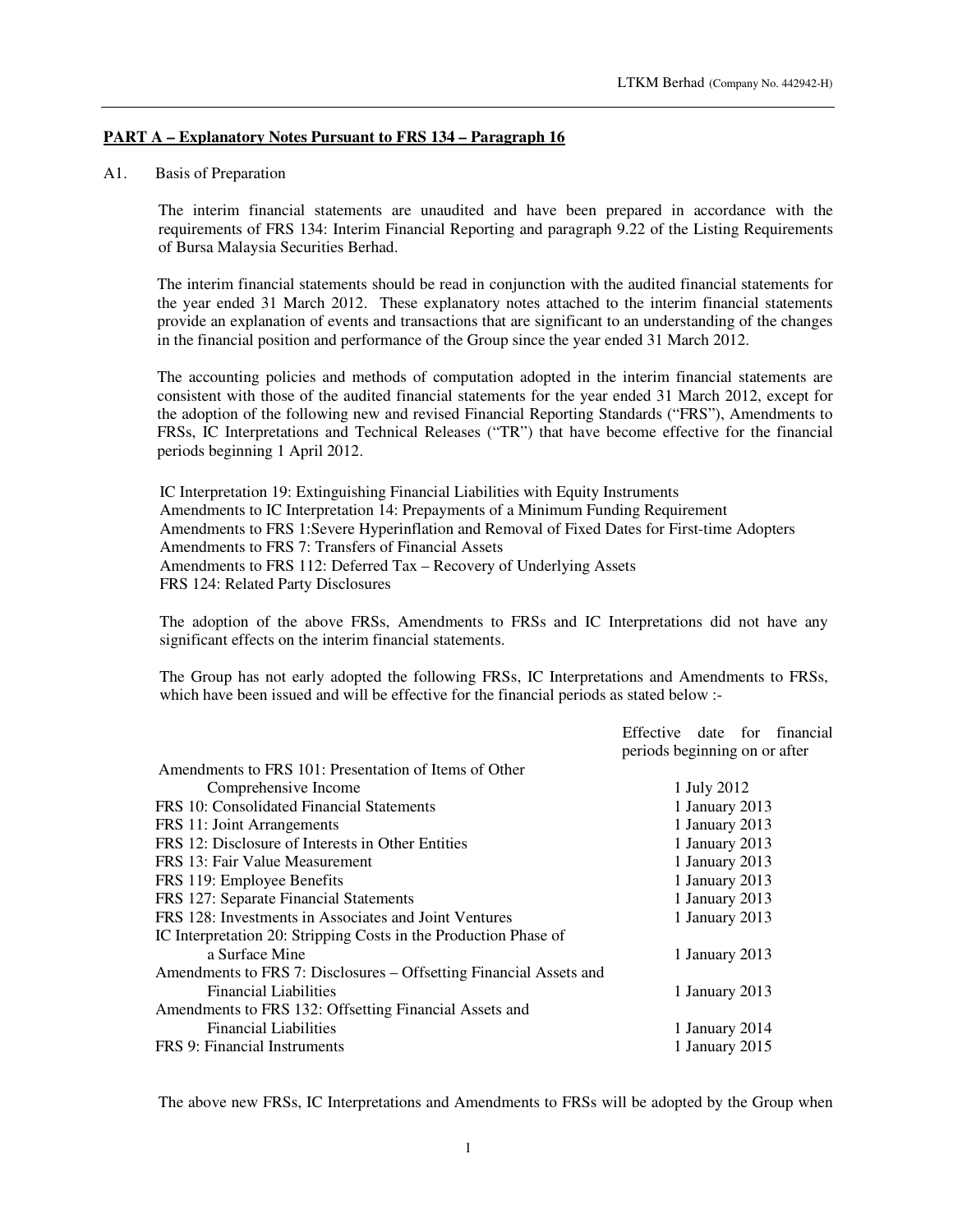## PART A – Explanatory Notes Pursuant to FRS 134 – Paragraph 16

A1. Basis of Preparation

The interim financial statements are unaudited and have been prepared in accordance with the requirements of FRS 134: Interim Financial Reporting and paragraph 9.22 of the Listing Requirements of Bursa Malaysia Securities Berhad.

The interim financial statements should be read in conjunction with the audited financial statements for the year ended 31 March 2012. These explanatory notes attached to the interim financial statements provide an explanation of events and transactions that are significant to an understanding of the changes in the financial position and performance of the Group since the year ended 31 March 2012.

The accounting policies and methods of computation adopted in the interim financial statements are consistent with those of the audited financial statements for the year ended 31 March 2012, except for the adoption of the following new and revised Financial Reporting Standards ("FRS"), Amendments to FRSs, IC Interpretations and Technical Releases ("TR") that have become effective for the financial periods beginning 1 April 2012.

IC Interpretation 19: Extinguishing Financial Liabilities with Equity Instruments
Amendments to IC Interpretation 14: Prepayments of a Minimum Funding Requirement
Amendments to FRS 1:Severe Hyperinflation and Removal of Fixed Dates for First-time Adopters
Amendments to FRS 7: Transfers of Financial Assets
Amendments to FRS 112: Deferred Tax – Recovery of Underlying Assets
FRS 124: Related Party Disclosures

The adoption of the above FRSs, Amendments to FRSs and IC Interpretations did not have any significant effects on the interim financial statements.

The Group has not early adopted the following FRSs, IC Interpretations and Amendments to FRSs, which have been issued and will be effective for the financial periods as stated below :-

| | Effective date for financial periods beginning on or after |
|---|---|
| Amendments to FRS 101: Presentation of Items of Other Comprehensive Income | 1 July 2012 |
| FRS 10: Consolidated Financial Statements | 1 January 2013 |
| FRS 11: Joint Arrangements | 1 January 2013 |
| FRS 12: Disclosure of Interests in Other Entities | 1 January 2013 |
| FRS 13: Fair Value Measurement | 1 January 2013 |
| FRS 119: Employee Benefits | 1 January 2013 |
| FRS 127: Separate Financial Statements | 1 January 2013 |
| FRS 128: Investments in Associates and Joint Ventures | 1 January 2013 |
| IC Interpretation 20: Stripping Costs in the Production Phase of a Surface Mine | 1 January 2013 |
| Amendments to FRS 7: Disclosures – Offsetting Financial Assets and Financial Liabilities | 1 January 2013 |
| Amendments to FRS 132: Offsetting Financial Assets and Financial Liabilities | 1 January 2014 |
| FRS 9: Financial Instruments | 1 January 2015 |

The above new FRSs, IC Interpretations and Amendments to FRSs will be adopted by the Group when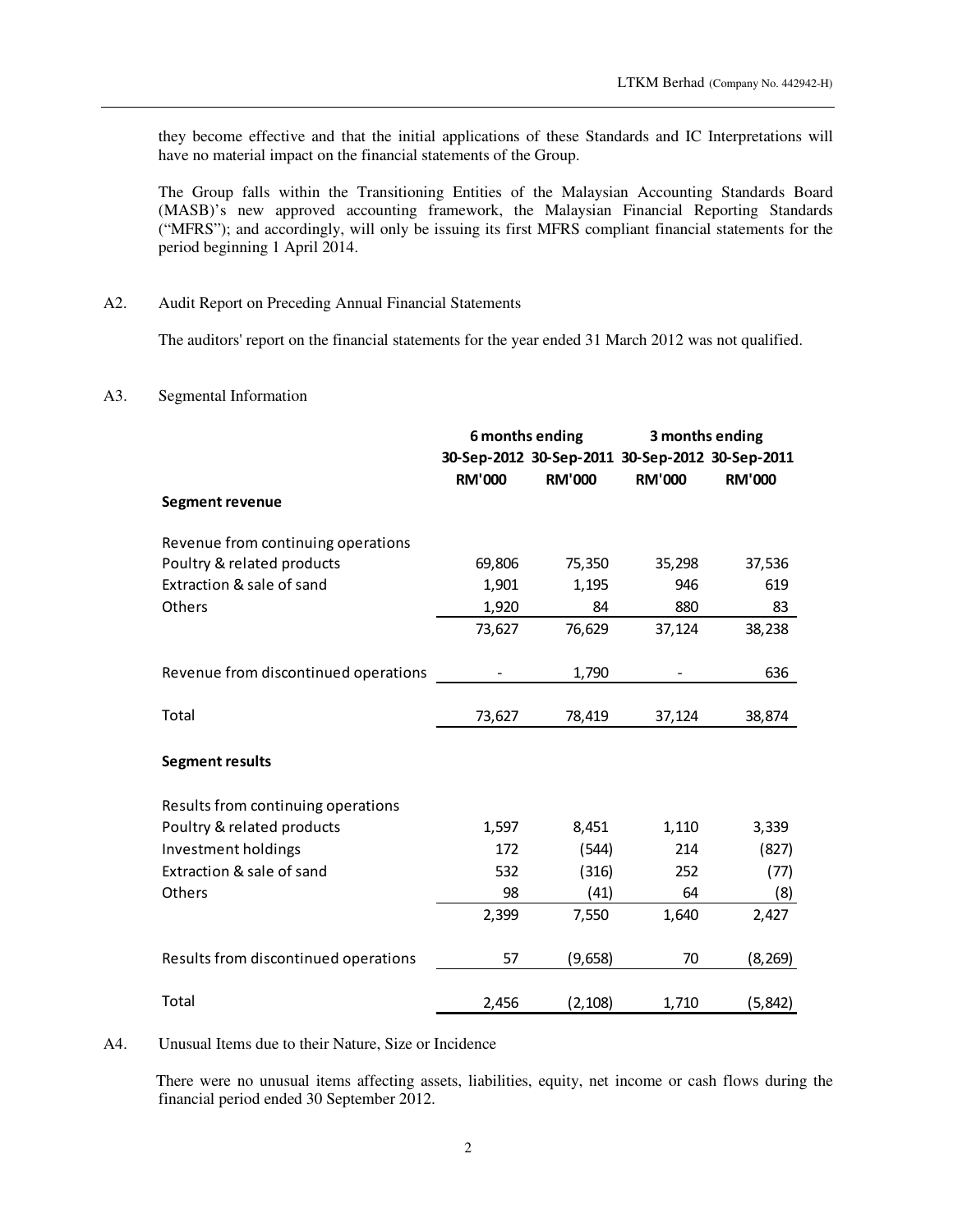they become effective and that the initial applications of these Standards and IC Interpretations will have no material impact on the financial statements of the Group.

The Group falls within the Transitioning Entities of the Malaysian Accounting Standards Board (MASB)'s new approved accounting framework, the Malaysian Financial Reporting Standards ("MFRS"); and accordingly, will only be issuing its first MFRS compliant financial statements for the period beginning 1 April 2014.

A2. Audit Report on Preceding Annual Financial Statements

The auditors' report on the financial statements for the year ended 31 March 2012 was not qualified.

A3. Segmental Information

| | 6 months ending | | 3 months ending | |
|---|---|---|---|---|
| | 30-Sep-2012 | 30-Sep-2011 | 30-Sep-2012 | 30-Sep-2011 |
| | RM'000 | RM'000 | RM'000 | RM'000 |
| **Segment revenue** | | | | |
| Revenue from continuing operations | | | | |
| Poultry & related products | 69,806 | 75,350 | 35,298 | 37,536 |
| Extraction & sale of sand | 1,901 | 1,195 | 946 | 619 |
| Others | 1,920 | 84 | 880 | 83 |
| | 73,627 | 76,629 | 37,124 | 38,238 |
| Revenue from discontinued operations | - | 1,790 | - | 636 |
| Total | 73,627 | 78,419 | 37,124 | 38,874 |
| **Segment results** | | | | |
| Results from continuing operations | | | | |
| Poultry & related products | 1,597 | 8,451 | 1,110 | 3,339 |
| Investment holdings | 172 | (544) | 214 | (827) |
| Extraction & sale of sand | 532 | (316) | 252 | (77) |
| Others | 98 | (41) | 64 | (8) |
| | 2,399 | 7,550 | 1,640 | 2,427 |
| Results from discontinued operations | 57 | (9,658) | 70 | (8,269) |
| Total | 2,456 | (2,108) | 1,710 | (5,842) |

A4. Unusual Items due to their Nature, Size or Incidence

There were no unusual items affecting assets, liabilities, equity, net income or cash flows during the financial period ended 30 September 2012.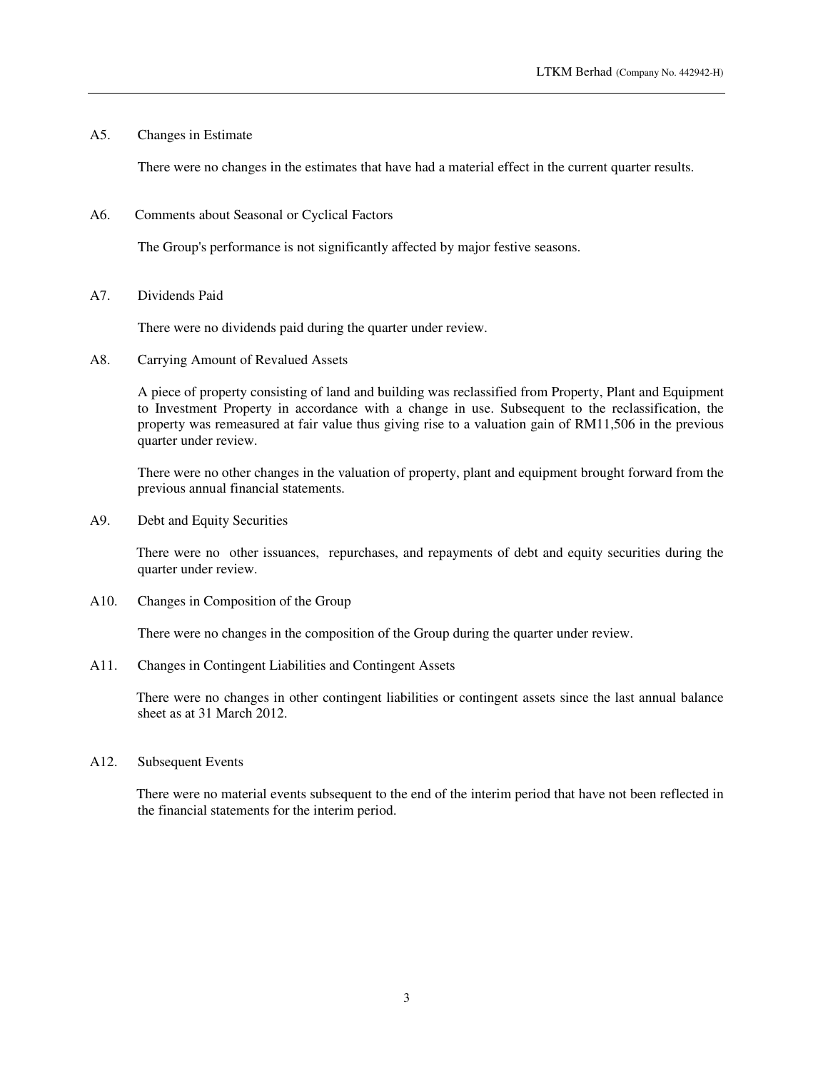### A5. Changes in Estimate

There were no changes in the estimates that have had a material effect in the current quarter results.

### A6. Comments about Seasonal or Cyclical Factors

The Group's performance is not significantly affected by major festive seasons.

### A7. Dividends Paid

There were no dividends paid during the quarter under review.

### A8. Carrying Amount of Revalued Assets

A piece of property consisting of land and building was reclassified from Property, Plant and Equipment to Investment Property in accordance with a change in use. Subsequent to the reclassification, the property was remeasured at fair value thus giving rise to a valuation gain of RM11,506 in the previous quarter under review.

There were no other changes in the valuation of property, plant and equipment brought forward from the previous annual financial statements.

### A9. Debt and Equity Securities

There were no other issuances, repurchases, and repayments of debt and equity securities during the quarter under review.

### A10. Changes in Composition of the Group

There were no changes in the composition of the Group during the quarter under review.

### A11. Changes in Contingent Liabilities and Contingent Assets

There were no changes in other contingent liabilities or contingent assets since the last annual balance sheet as at 31 March 2012.

### A12. Subsequent Events

There were no material events subsequent to the end of the interim period that have not been reflected in the financial statements for the interim period.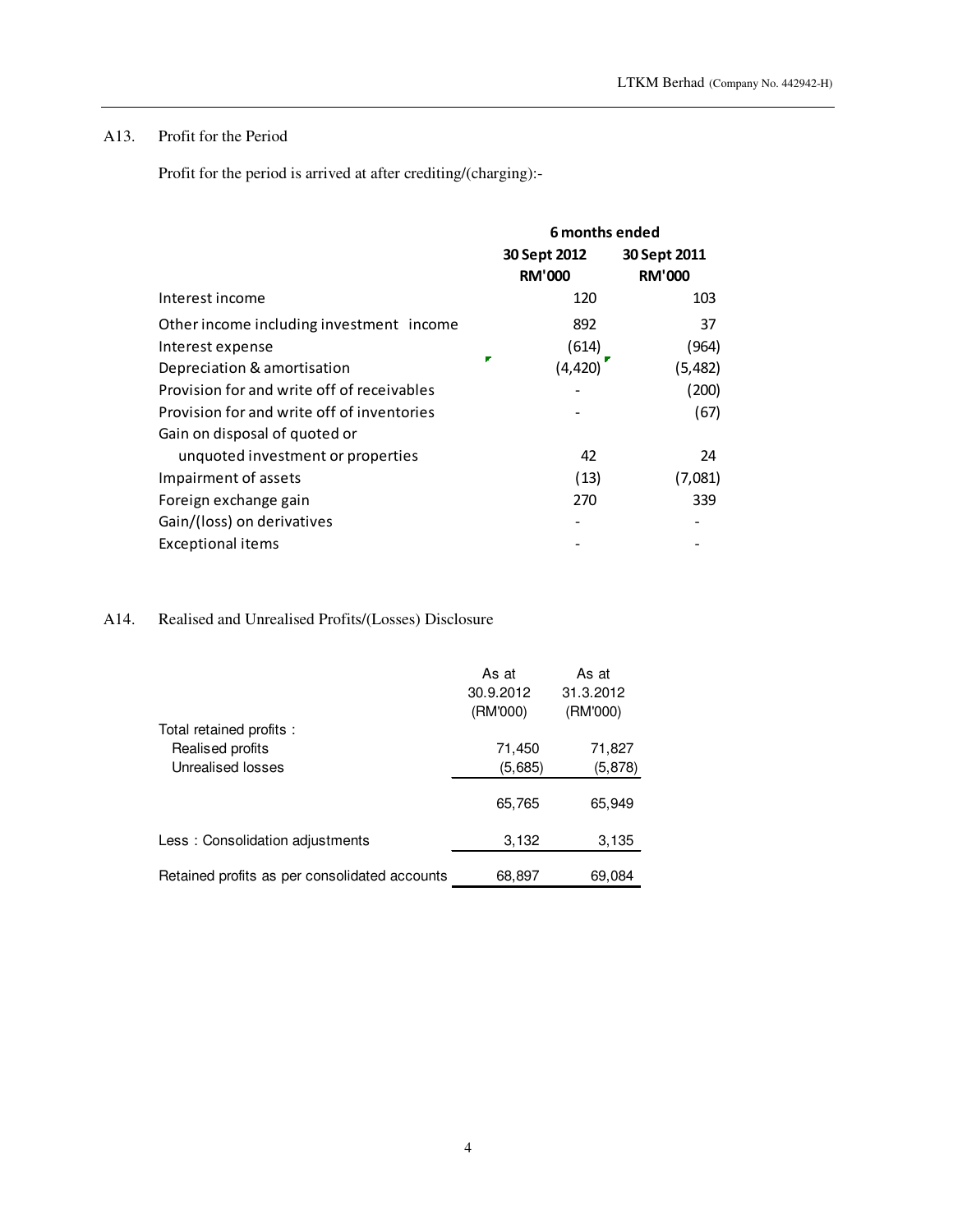## A13. Profit for the Period

Profit for the period is arrived at after crediting/(charging):-

| | 6 months ended | |
|---|---|---|
| | 30 Sept 2012<br>RM'000 | 30 Sept 2011<br>RM'000 |
| Interest income | 120 | 103 |
| Other income including investment income | 892 | 37 |
| Interest expense | (614) | (964) |
| Depreciation & amortisation | (4,420) | (5,482) |
| Provision for and write off of receivables | - | (200) |
| Provision for and write off of inventories | - | (67) |
| Gain on disposal of quoted or unquoted investment or properties | 42 | 24 |
| Impairment of assets | (13) | (7,081) |
| Foreign exchange gain | 270 | 339 |
| Gain/(loss) on derivatives | - | - |
| Exceptional items | - | - |

## A14. Realised and Unrealised Profits/(Losses) Disclosure

| | As at 30.9.2012 (RM'000) | As at 31.3.2012 (RM'000) |
|---|---|---|
| Total retained profits : | | |
| Realised profits | 71,450 | 71,827 |
| Unrealised losses | (5,685) | (5,878) |
| | 65,765 | 65,949 |
| Less : Consolidation adjustments | 3,132 | 3,135 |
| Retained profits as per consolidated accounts | 68,897 | 69,084 |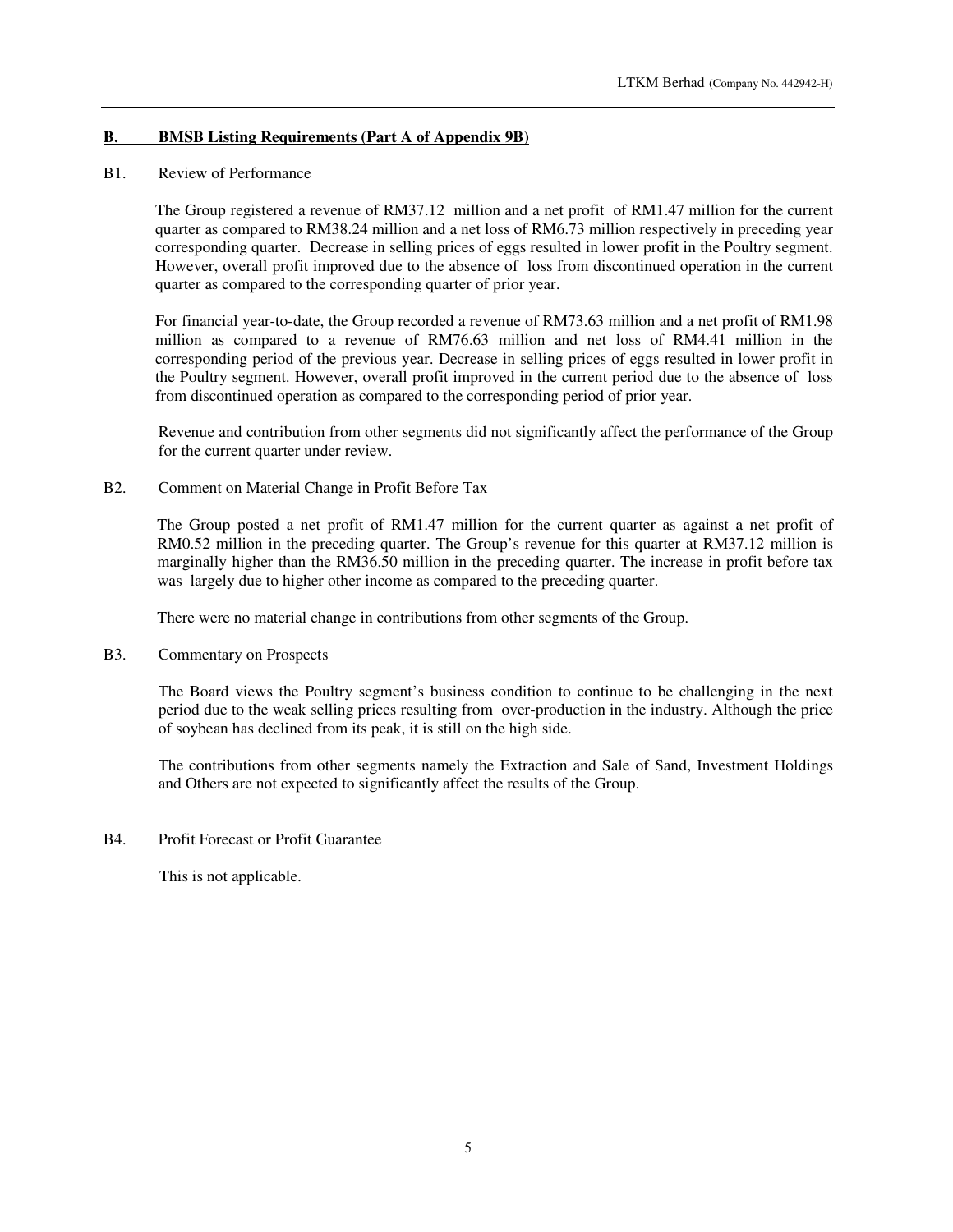## B. BMSB Listing Requirements (Part A of Appendix 9B)

B1. Review of Performance

The Group registered a revenue of RM37.12 million and a net profit of RM1.47 million for the current quarter as compared to RM38.24 million and a net loss of RM6.73 million respectively in preceding year corresponding quarter. Decrease in selling prices of eggs resulted in lower profit in the Poultry segment. However, overall profit improved due to the absence of loss from discontinued operation in the current quarter as compared to the corresponding quarter of prior year.

For financial year-to-date, the Group recorded a revenue of RM73.63 million and a net profit of RM1.98 million as compared to a revenue of RM76.63 million and net loss of RM4.41 million in the corresponding period of the previous year. Decrease in selling prices of eggs resulted in lower profit in the Poultry segment. However, overall profit improved in the current period due to the absence of loss from discontinued operation as compared to the corresponding period of prior year.

Revenue and contribution from other segments did not significantly affect the performance of the Group for the current quarter under review.

B2. Comment on Material Change in Profit Before Tax

The Group posted a net profit of RM1.47 million for the current quarter as against a net profit of RM0.52 million in the preceding quarter. The Group's revenue for this quarter at RM37.12 million is marginally higher than the RM36.50 million in the preceding quarter. The increase in profit before tax was largely due to higher other income as compared to the preceding quarter.

There were no material change in contributions from other segments of the Group.

B3. Commentary on Prospects

The Board views the Poultry segment's business condition to continue to be challenging in the next period due to the weak selling prices resulting from over-production in the industry. Although the price of soybean has declined from its peak, it is still on the high side.

The contributions from other segments namely the Extraction and Sale of Sand, Investment Holdings and Others are not expected to significantly affect the results of the Group.

B4. Profit Forecast or Profit Guarantee

This is not applicable.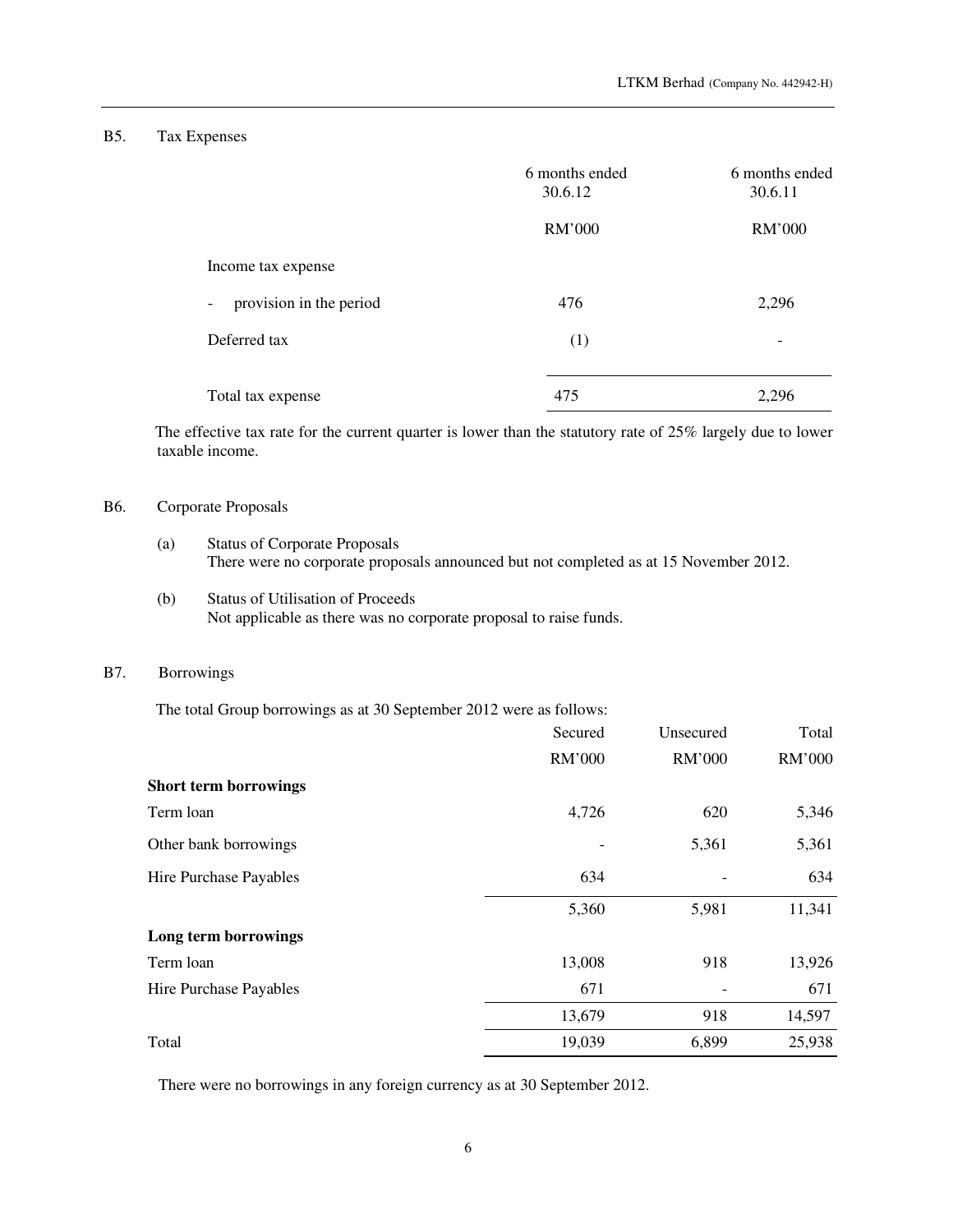## B5. Tax Expenses

| | 6 months ended 30.6.12 | 6 months ended 30.6.11 |
|---|---|---|
| | RM'000 | RM'000 |
| Income tax expense | | |
| - provision in the period | 476 | 2,296 |
| Deferred tax | (1) | - |
| Total tax expense | 475 | 2,296 |

The effective tax rate for the current quarter is lower than the statutory rate of 25% largely due to lower taxable income.

## B6. Corporate Proposals

(a) Status of Corporate Proposals
There were no corporate proposals announced but not completed as at 15 November 2012.

(b) Status of Utilisation of Proceeds
Not applicable as there was no corporate proposal to raise funds.

## B7. Borrowings

The total Group borrowings as at 30 September 2012 were as follows:

| | Secured | Unsecured | Total |
|---|---|---|---|
| | RM'000 | RM'000 | RM'000 |
| **Short term borrowings** | | | |
| Term loan | 4,726 | 620 | 5,346 |
| Other bank borrowings | - | 5,361 | 5,361 |
| Hire Purchase Payables | 634 | - | 634 |
| | 5,360 | 5,981 | 11,341 |
| **Long term borrowings** | | | |
| Term loan | 13,008 | 918 | 13,926 |
| Hire Purchase Payables | 671 | - | 671 |
| | 13,679 | 918 | 14,597 |
| Total | 19,039 | 6,899 | 25,938 |

There were no borrowings in any foreign currency as at 30 September 2012.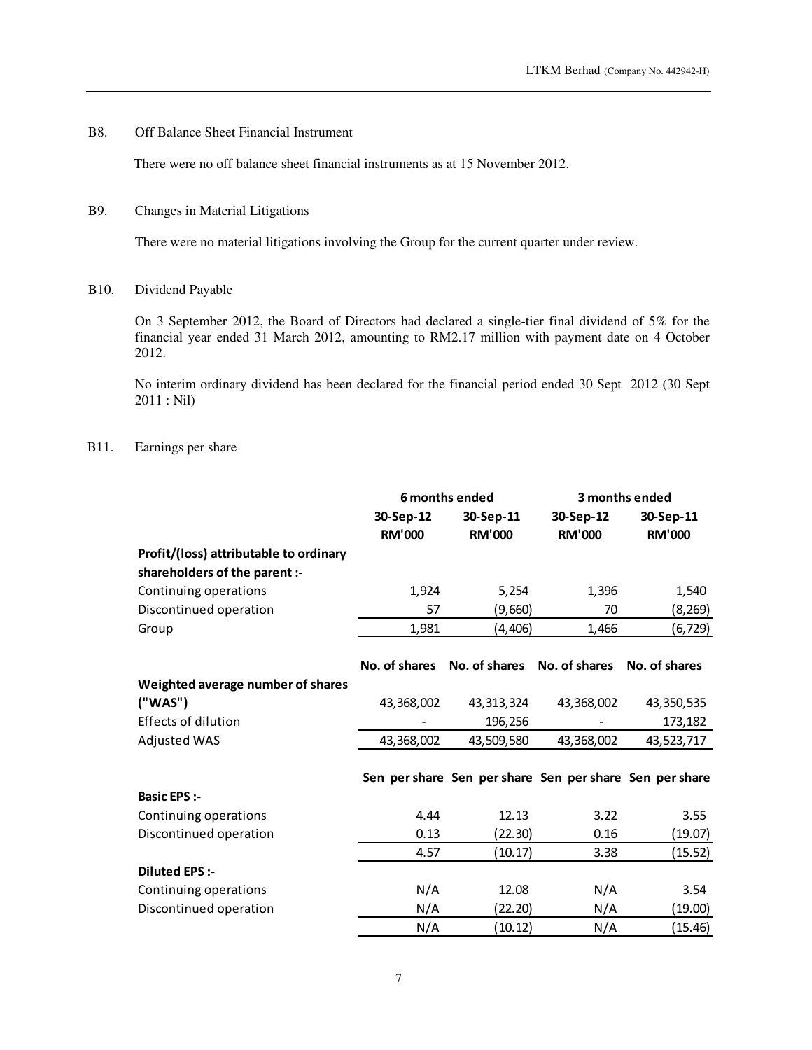### B8. Off Balance Sheet Financial Instrument

There were no off balance sheet financial instruments as at 15 November 2012.

### B9. Changes in Material Litigations

There were no material litigations involving the Group for the current quarter under review.

### B10. Dividend Payable

On 3 September 2012, the Board of Directors had declared a single-tier final dividend of 5% for the financial year ended 31 March 2012, amounting to RM2.17 million with payment date on 4 October 2012.

No interim ordinary dividend has been declared for the financial period ended 30 Sept 2012 (30 Sept 2011 : Nil)

### B11. Earnings per share

| | 6 months ended | | 3 months ended | |
|---|---|---|---|---|
| | 30-Sep-12 | 30-Sep-11 | 30-Sep-12 | 30-Sep-11 |
| | RM'000 | RM'000 | RM'000 | RM'000 |
| **Profit/(loss) attributable to ordinary shareholders of the parent :-** | | | | |
| Continuing operations | 1,924 | 5,254 | 1,396 | 1,540 |
| Discontinued operation | 57 | (9,660) | 70 | (8,269) |
| Group | 1,981 | (4,406) | 1,466 | (6,729) |
| | **No. of shares** | **No. of shares** | **No. of shares** | **No. of shares** |
| **Weighted average number of shares ("WAS")** | 43,368,002 | 43,313,324 | 43,368,002 | 43,350,535 |
| Effects of dilution | - | 196,256 | - | 173,182 |
| Adjusted WAS | 43,368,002 | 43,509,580 | 43,368,002 | 43,523,717 |
| | **Sen per share** | **Sen per share** | **Sen per share** | **Sen per share** |
| **Basic EPS :-** | | | | |
| Continuing operations | 4.44 | 12.13 | 3.22 | 3.55 |
| Discontinued operation | 0.13 | (22.30) | 0.16 | (19.07) |
| | 4.57 | (10.17) | 3.38 | (15.52) |
| **Diluted EPS :-** | | | | |
| Continuing operations | N/A | 12.08 | N/A | 3.54 |
| Discontinued operation | N/A | (22.20) | N/A | (19.00) |
| | N/A | (10.12) | N/A | (15.46) |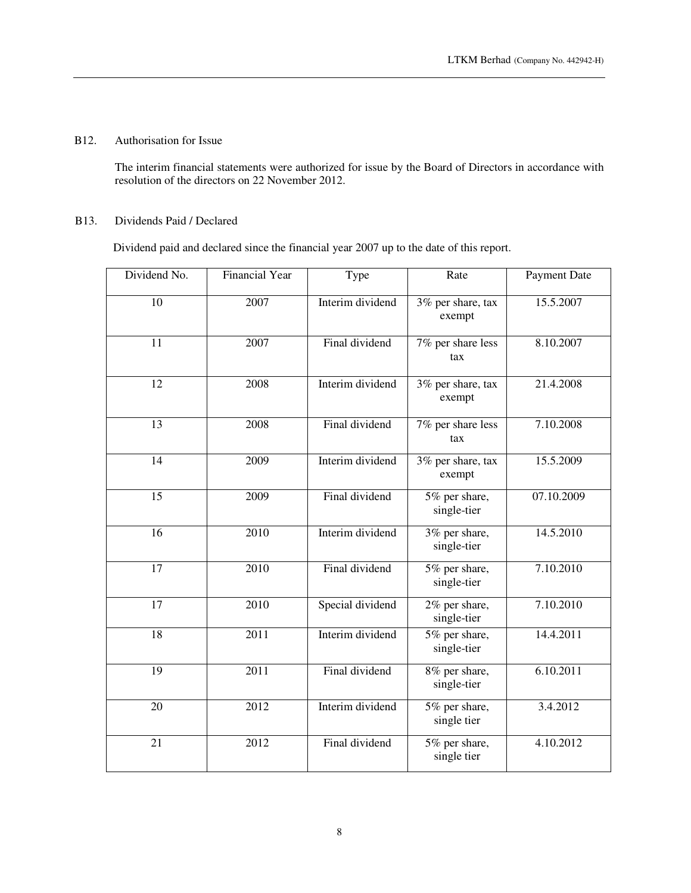B12. Authorisation for Issue

The interim financial statements were authorized for issue by the Board of Directors in accordance with resolution of the directors on 22 November 2012.

B13. Dividends Paid / Declared

Dividend paid and declared since the financial year 2007 up to the date of this report.

| Dividend No. | Financial Year | Type | Rate | Payment Date |
|---|---|---|---|---|
| 10 | 2007 | Interim dividend | 3% per share, tax exempt | 15.5.2007 |
| 11 | 2007 | Final dividend | 7% per share less tax | 8.10.2007 |
| 12 | 2008 | Interim dividend | 3% per share, tax exempt | 21.4.2008 |
| 13 | 2008 | Final dividend | 7% per share less tax | 7.10.2008 |
| 14 | 2009 | Interim dividend | 3% per share, tax exempt | 15.5.2009 |
| 15 | 2009 | Final dividend | 5% per share, single-tier | 07.10.2009 |
| 16 | 2010 | Interim dividend | 3% per share, single-tier | 14.5.2010 |
| 17 | 2010 | Final dividend | 5% per share, single-tier | 7.10.2010 |
| 17 | 2010 | Special dividend | 2% per share, single-tier | 7.10.2010 |
| 18 | 2011 | Interim dividend | 5% per share, single-tier | 14.4.2011 |
| 19 | 2011 | Final dividend | 8% per share, single-tier | 6.10.2011 |
| 20 | 2012 | Interim dividend | 5% per share, single tier | 3.4.2012 |
| 21 | 2012 | Final dividend | 5% per share, single tier | 4.10.2012 |